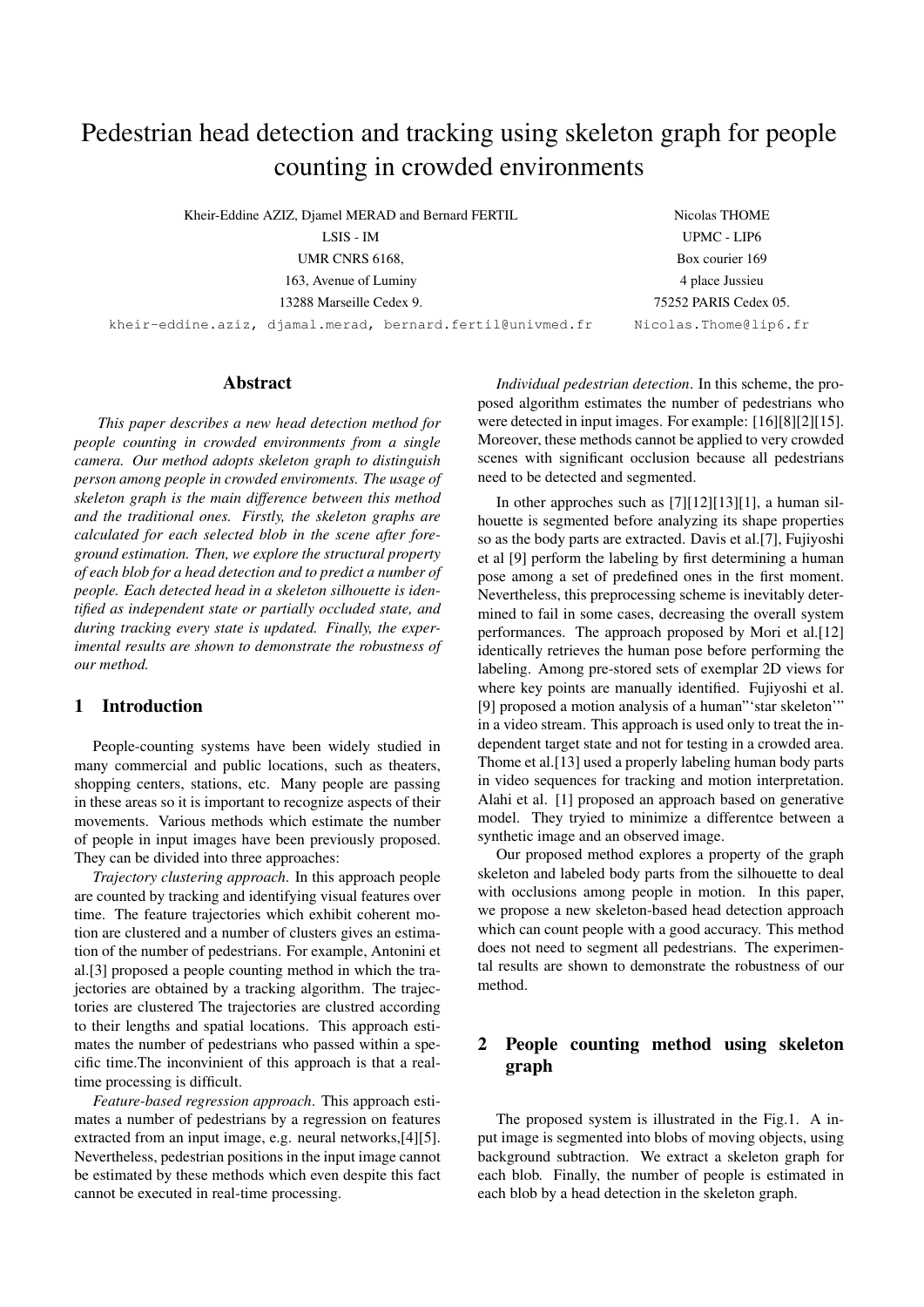# Pedestrian head detection and tracking using skeleton graph for people counting in crowded environments

Kheir-Eddine AZIZ, Djamel MERAD and Bernard FERTIL
LSIS - IM
UMR CNRS 6168,
163, Avenue of Luminy
13288 Marseille Cedex 9.
kheir-eddine.aziz, djamal.merad, bernard.fertil@univmed.fr

Nicolas THOME
UPMC - LIP6
Box courier 169
4 place Jussieu
75252 PARIS Cedex 05.
Nicolas.Thome@lip6.fr

## Abstract

*This paper describes a new head detection method for people counting in crowded environments from a single camera. Our method adopts skeleton graph to distinguish person among people in crowded enviroments. The usage of skeleton graph is the main difference between this method and the traditional ones. Firstly, the skeleton graphs are calculated for each selected blob in the scene after foreground estimation. Then, we explore the structural property of each blob for a head detection and to predict a number of people. Each detected head in a skeleton silhouette is identified as independent state or partially occluded state, and during tracking every state is updated. Finally, the experimental results are shown to demonstrate the robustness of our method.*

## 1 Introduction

People-counting systems have been widely studied in many commercial and public locations, such as theaters, shopping centers, stations, etc. Many people are passing in these areas so it is important to recognize aspects of their movements. Various methods which estimate the number of people in input images have been previously proposed. They can be divided into three approaches:

*Trajectory clustering approach*. In this approach people are counted by tracking and identifying visual features over time. The feature trajectories which exhibit coherent motion are clustered and a number of clusters gives an estimation of the number of pedestrians. For example, Antonini et al.[3] proposed a people counting method in which the trajectories are obtained by a tracking algorithm. The trajectories are clustered The trajectories are clustred according to their lengths and spatial locations. This approach estimates the number of pedestrians who passed within a specific time.The inconvinient of this approach is that a real-time processing is difficult.

*Feature-based regression approach*. This approach estimates a number of pedestrians by a regression on features extracted from an input image, e.g. neural networks,[4][5]. Nevertheless, pedestrian positions in the input image cannot be estimated by these methods which even despite this fact cannot be executed in real-time processing.

*Individual pedestrian detection*. In this scheme, the proposed algorithm estimates the number of pedestrians who were detected in input images. For example: [16][8][2][15]. Moreover, these methods cannot be applied to very crowded scenes with significant occlusion because all pedestrians need to be detected and segmented.

In other approches such as [7][12][13][1], a human silhouette is segmented before analyzing its shape properties so as the body parts are extracted. Davis et al.[7], Fujiyoshi et al [9] perform the labeling by first determining a human pose among a set of predefined ones in the first moment. Nevertheless, this preprocessing scheme is inevitably determined to fail in some cases, decreasing the overall system performances. The approach proposed by Mori et al.[12] identically retrieves the human pose before performing the labeling. Among pre-stored sets of exemplar 2D views for where key points are manually identified. Fujiyoshi et al. [9] proposed a motion analysis of a human"'star skeleton'" in a video stream. This approach is used only to treat the independent target state and not for testing in a crowded area. Thome et al.[13] used a properly labeling human body parts in video sequences for tracking and motion interpretation. Alahi et al. [1] proposed an approach based on generative model. They tryied to minimize a differentce between a synthetic image and an observed image.

Our proposed method explores a property of the graph skeleton and labeled body parts from the silhouette to deal with occlusions among people in motion. In this paper, we propose a new skeleton-based head detection approach which can count people with a good accuracy. This method does not need to segment all pedestrians. The experimental results are shown to demonstrate the robustness of our method.

## 2 People counting method using skeleton graph

The proposed system is illustrated in the Fig.1. A input image is segmented into blobs of moving objects, using background subtraction. We extract a skeleton graph for each blob. Finally, the number of people is estimated in each blob by a head detection in the skeleton graph.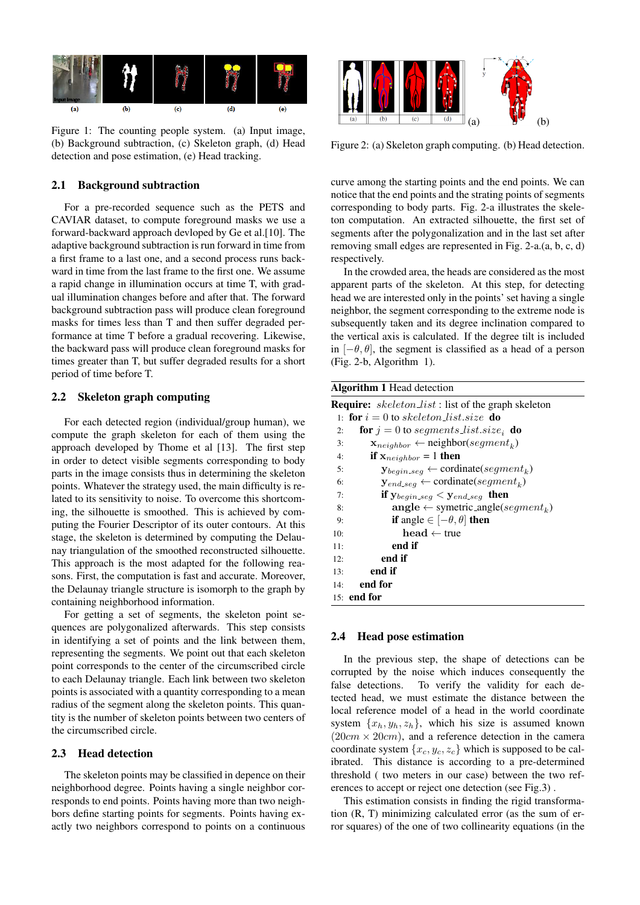Figure 1: The counting people system. (a) Input image, (b) Background subtraction, (c) Skeleton graph, (d) Head detection and pose estimation, (e) Head tracking.

Figure 2: (a) Skeleton graph computing. (b) Head detection.

### 2.1 Background subtraction

For a pre-recorded sequence such as the PETS and CAVIAR dataset, to compute foreground masks we use a forward-backward approach devloped by Ge et al.[10]. The adaptive background subtraction is run forward in time from a first frame to a last one, and a second process runs backward in time from the last frame to the first one. We assume a rapid change in illumination occurs at time T, with gradual illumination changes before and after that. The forward background subtraction pass will produce clean foreground masks for times less than T and then suffer degraded performance at time T before a gradual recovering. Likewise, the backward pass will produce clean foreground masks for times greater than T, but suffer degraded results for a short period of time before T.

### 2.2 Skeleton graph computing

For each detected region (individual/group human), we compute the graph skeleton for each of them using the approach developed by Thome et al [13]. The first step in order to detect visible segments corresponding to body parts in the image consists thus in determining the skeleton points. Whatever the strategy used, the main difficulty is related to its sensitivity to noise. To overcome this shortcoming, the silhouette is smoothed. This is achieved by computing the Fourier Descriptor of its outer contours. At this stage, the skeleton is determined by computing the Delaunay triangulation of the smoothed reconstructed silhouette. This approach is the most adapted for the following reasons. First, the computation is fast and accurate. Moreover, the Delaunay triangle structure is isomorph to the graph by containing neighborhood information.

For getting a set of segments, the skeleton point sequences are polygonalized afterwards. This step consists in identifying a set of points and the link between them, representing the segments. We point out that each skeleton point corresponds to the center of the circumscribed circle to each Delaunay triangle. Each link between two skeleton points is associated with a quantity corresponding to a mean radius of the segment along the skeleton points. This quantity is the number of skeleton points between two centers of the circumscribed circle.

### 2.3 Head detection

The skeleton points may be classified in depence on their neighborhood degree. Points having a single neighbor corresponds to end points. Points having more than two neighbors define starting points for segments. Points having exactly two neighbors correspond to points on a continuous curve among the starting points and the end points. We can notice that the end points and the strating points of segments corresponding to body parts. Fig. 2-a illustrates the skeleton computation. An extracted silhouette, the first set of segments after the polygonalization and in the last set after removing small edges are represented in Fig. 2-a.(a, b, c, d) respectively.

In the crowded area, the heads are considered as the most apparent parts of the skeleton. At this step, for detecting head we are interested only in the points' set having a single neighbor, the segment corresponding to the extreme node is subsequently taken and its degree inclination compared to the vertical axis is calculated. If the degree tilt is included in $[-\theta, \theta]$, the segment is classified as a head of a person (Fig. 2-b, Algorithm 1).

**Algorithm 1** Head detection

```
Require: skeleton_list : list of the graph skeleton
 1: for i = 0 to skeleton_list.size do
 2:   for j = 0 to segments_list.size_i do
 3:     x_neighbor ← neighbor(segment_k)
 4:     if x_neighbor = 1 then
 5:       y_begin_seg ← cordinate(segment_k)
 6:       y_end_seg ← cordinate(segment_k)
 7:       if y_begin_seg < y_end_seg then
 8:         angle ← symetric_angle(segment_k)
 9:         if angle ∈ [−θ, θ] then
10:           head ← true
11:         end if
12:       end if
13:     end if
14:   end for
15: end for
```

### 2.4 Head pose estimation

In the previous step, the shape of detections can be corrupted by the noise which induces consequently the false detections. To verify the validity for each detected head, we must estimate the distance between the local reference model of a head in the world coordinate system $\{x_h, y_h, z_h\}$, which his size is assumed known $(20cm \times 20cm)$, and a reference detection in the camera coordinate system $\{x_c, y_c, z_c\}$ which is supposed to be calibrated. This distance is according to a pre-determined threshold ( two meters in our case) between the two references to accept or reject one detection (see Fig.3) .

This estimation consists in finding the rigid transformation (R, T) minimizing calculated error (as the sum of error squares) of the one of two collinearity equations (in the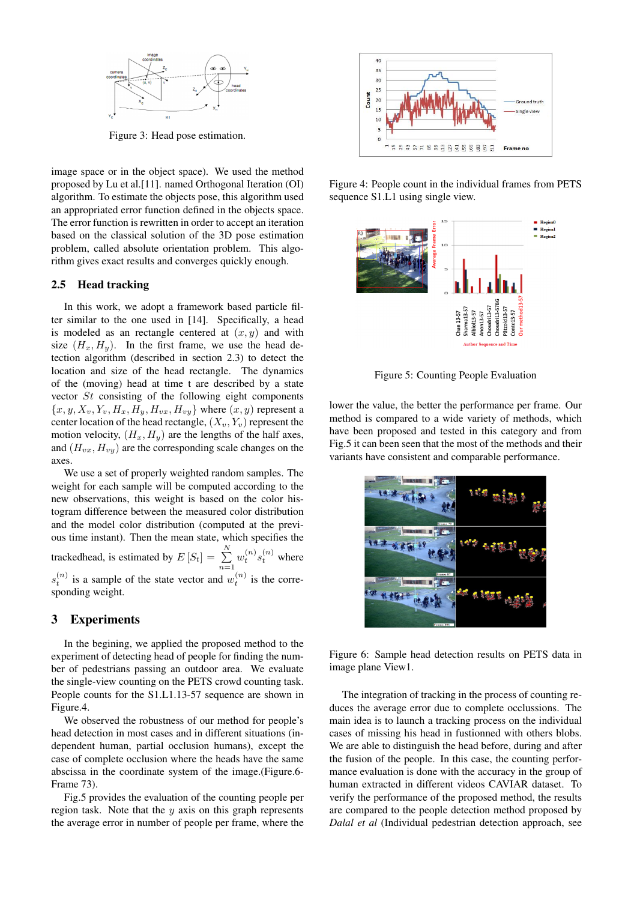Figure 3: Head pose estimation.

image space or in the object space). We used the method proposed by Lu et al.[11]. named Orthogonal Iteration (OI) algorithm. To estimate the objects pose, this algorithm used an appropriated error function defined in the objects space. The error function is rewritten in order to accept an iteration based on the classical solution of the 3D pose estimation problem, called absolute orientation problem. This algorithm gives exact results and converges quickly enough.

## 2.5 Head tracking

In this work, we adopt a framework based particle filter similar to the one used in [14]. Specifically, a head is modeled as an rectangle centered at $(x, y)$ and with size $(H_x, H_y)$. In the first frame, we use the head detection algorithm (described in section 2.3) to detect the location and size of the head rectangle. The dynamics of the (moving) head at time t are described by a state vector $St$ consisting of the following eight components $\{x, y, X_v, Y_v, H_x, H_y, H_{vx}, H_{vy}\}$ where $(x, y)$ represent a center location of the head rectangle, $(X_v, Y_v)$ represent the motion velocity, $(H_x, H_y)$ are the lengths of the half axes, and $(H_{vx}, H_{vy})$ are the corresponding scale changes on the axes.

We use a set of properly weighted random samples. The weight for each sample will be computed according to the new observations, this weight is based on the color histogram difference between the measured color distribution and the model color distribution (computed at the previous time instant). Then the mean state, which specifies the trackedhead, is estimated by $E[S_t] = \sum_{n=1}^{N} w_t^{(n)} s_t^{(n)}$ where $s_t^{(n)}$ is a sample of the state vector and $w_t^{(n)}$ is the corresponding weight.

# 3 Experiments

In the begining, we applied the proposed method to the experiment of detecting head of people for finding the number of pedestrians passing an outdoor area. We evaluate the single-view counting on the PETS crowd counting task. People counts for the S1.L1.13-57 sequence are shown in Figure.4.

We observed the robustness of our method for people's head detection in most cases and in different situations (independent human, partial occlusion humans), except the case of complete occlusion where the heads have the same abscissa in the coordinate system of the image.(Figure.6-Frame 73).

Fig.5 provides the evaluation of the counting people per region task. Note that the $y$ axis on this graph represents the average error in number of people per frame, where the lower the value, the better the performance per frame. Our method is compared to a wide variety of methods, which have been proposed and tested in this category and from Fig.5 it can been seen that the most of the methods and their variants have consistent and comparable performance.

Figure 4: People count in the individual frames from PETS sequence S1.L1 using single view.

Figure 5: Counting People Evaluation

Figure 6: Sample head detection results on PETS data in image plane View1.

The integration of tracking in the process of counting reduces the average error due to complete occlussions. The main idea is to launch a tracking process on the individual cases of missing his head in fustionned with others blobs. We are able to distinguish the head before, during and after the fusion of the people. In this case, the counting performance evaluation is done with the accuracy in the group of human extracted in different videos CAVIAR dataset. To verify the performance of the proposed method, the results are compared to the people detection method proposed by *Dalal et al* (Individual pedestrian detection approach, see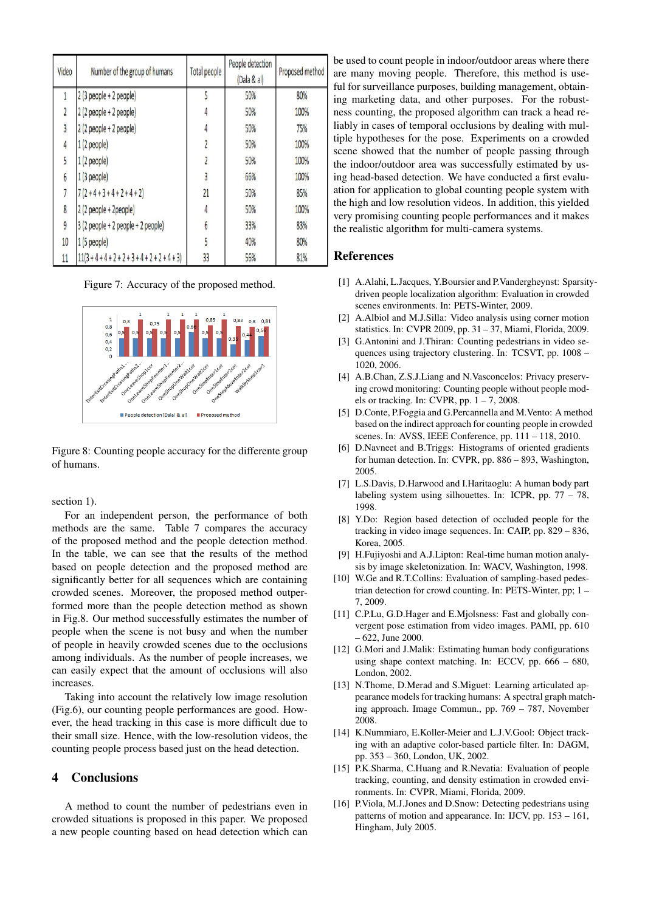| Video | Number of the group of humans | Total people | People detection (Dala & al) | Proposed method |
|---|---|---|---|---|
| 1 | 2 (3 people + 2 people) | 5 | 50% | 80% |
| 2 | 2 (2 people + 2 people) | 4 | 50% | 100% |
| 3 | 2 (2 people + 2 people) | 4 | 50% | 75% |
| 4 | 1 (2 people) | 2 | 50% | 100% |
| 5 | 1 (2 people) | 2 | 50% | 100% |
| 6 | 1 (3 people) | 3 | 66% | 100% |
| 7 | 7 (2+4+3+4+2+4+2) | 21 | 50% | 85% |
| 8 | 2 (2 people + 2people) | 4 | 50% | 100% |
| 9 | 3 (2 people + 2 people + 2 people) | 6 | 33% | 83% |
| 10 | 1 (5 people) | 5 | 40% | 80% |
| 11 | 11(3+4+4+2+2+3+4+2+2+4+3) | 33 | 56% | 81% |

Figure 7: Accuracy of the proposed method.

1
0,8
0,6
0,4
0,2
0

0,5 0,8 0,5 1 0,5 0,75 0,5 1 0,5 1 0,66 1 0,5 0,85 0,5 1 0,33 0,83 0,4 0,8 0,56 0,81

EnterExitCrossingPaths1... EnterExitCrossingPaths2... OneLeaveShop1cor OneLeaveShopReenter1... OneLeaveShopReenter2... OneShopOneWait1cor OneShopOneWait2cor OneStopEnter1cor OneStopEnter2cor OneStopMoveEnter2cor WalkByShop1cor1

People detection [Dalal & al] Proposed method

Figure 8: Counting people accuracy for the differente group of humans.

section 1).

For an independent person, the performance of both methods are the same. Table 7 compares the accuracy of the proposed method and the people detection method. In the table, we can see that the results of the method based on people detection and the proposed method are significantly better for all sequences which are containing crowded scenes. Moreover, the proposed method outperformed more than the people detection method as shown in Fig.8. Our method successfully estimates the number of people when the scene is not busy and when the number of people in heavily crowded scenes due to the occlusions among individuals. As the number of people increases, we can easily expect that the amount of occlusions will also increases.

Taking into account the relatively low image resolution (Fig.6), our counting people performances are good. However, the head tracking in this case is more difficult due to their small size. Hence, with the low-resolution videos, the counting people process based just on the head detection.

## 4 Conclusions

A method to count the number of pedestrians even in crowded situations is proposed in this paper. We proposed a new people counting based on head detection which can be used to count people in indoor/outdoor areas where there are many moving people. Therefore, this method is useful for surveillance purposes, building management, obtaining marketing data, and other purposes. For the robustness counting, the proposed algorithm can track a head reliably in cases of temporal occlusions by dealing with multiple hypotheses for the pose. Experiments on a crowded scene showed that the number of people passing through the indoor/outdoor area was successfully estimated by using head-based detection. We have conducted a first evaluation for application to global counting people system with the high and low resolution videos. In addition, this yielded very promising counting people performances and it makes the realistic algorithm for multi-camera systems.

## References

[1] A.Alahi, L.Jacques, Y.Boursier and P.Vandergheynst: Sparsity-driven people localization algorithm: Evaluation in crowded scenes environments. In: PETS-Winter, 2009.

[2] A.Albiol and M.J.Silla: Video analysis using corner motion statistics. In: CVPR 2009, pp. 31 – 37, Miami, Florida, 2009.

[3] G.Antonini and J.Thiran: Counting pedestrians in video sequences using trajectory clustering. In: TCSVT, pp. 1008 – 1020, 2006.

[4] A.B.Chan, Z.S.J.Liang and N.Vasconcelos: Privacy preserving crowd monitoring: Counting people without people models or tracking. In: CVPR, pp. 1 – 7, 2008.

[5] D.Conte, P.Foggia and G.Percannella and M.Vento: A method based on the indirect approach for counting people in crowded scenes. In: AVSS, IEEE Conference, pp. 111 – 118, 2010.

[6] D.Navneet and B.Triggs: Histograms of oriented gradients for human detection. In: CVPR, pp. 886 – 893, Washington, 2005.

[7] L.S.Davis, D.Harwood and I.Haritaoglu: A human body part labeling system using silhouettes. In: ICPR, pp. 77 – 78, 1998.

[8] Y.Do: Region based detection of occluded people for the tracking in video image sequences. In: CAIP, pp. 829 – 836, Korea, 2005.

[9] H.Fujiyoshi and A.J.Lipton: Real-time human motion analysis by image skeletonization. In: WACV, Washington, 1998.

[10] W.Ge and R.T.Collins: Evaluation of sampling-based pedestrian detection for crowd counting. In: PETS-Winter, pp; 1 – 7, 2009.

[11] C.P.Lu, G.D.Hager and E.Mjolsness: Fast and globally convergent pose estimation from video images. PAMI, pp. 610 – 622, June 2000.

[12] G.Mori and J.Malik: Estimating human body configurations using shape context matching. In: ECCV, pp. 666 – 680, London, 2002.

[13] N.Thome, D.Merad and S.Miguet: Learning articulated appearance models for tracking humans: A spectral graph matching approach. Image Commun., pp. 769 – 787, November 2008.

[14] K.Nummiaro, E.Koller-Meier and L.J.V.Gool: Object tracking with an adaptive color-based particle filter. In: DAGM, pp. 353 – 360, London, UK, 2002.

[15] P.K.Sharma, C.Huang and R.Nevatia: Evaluation of people tracking, counting, and density estimation in crowded environments. In: CVPR, Miami, Florida, 2009.

[16] P.Viola, M.J.Jones and D.Snow: Detecting pedestrians using patterns of motion and appearance. In: IJCV, pp. 153 – 161, Hingham, July 2005.